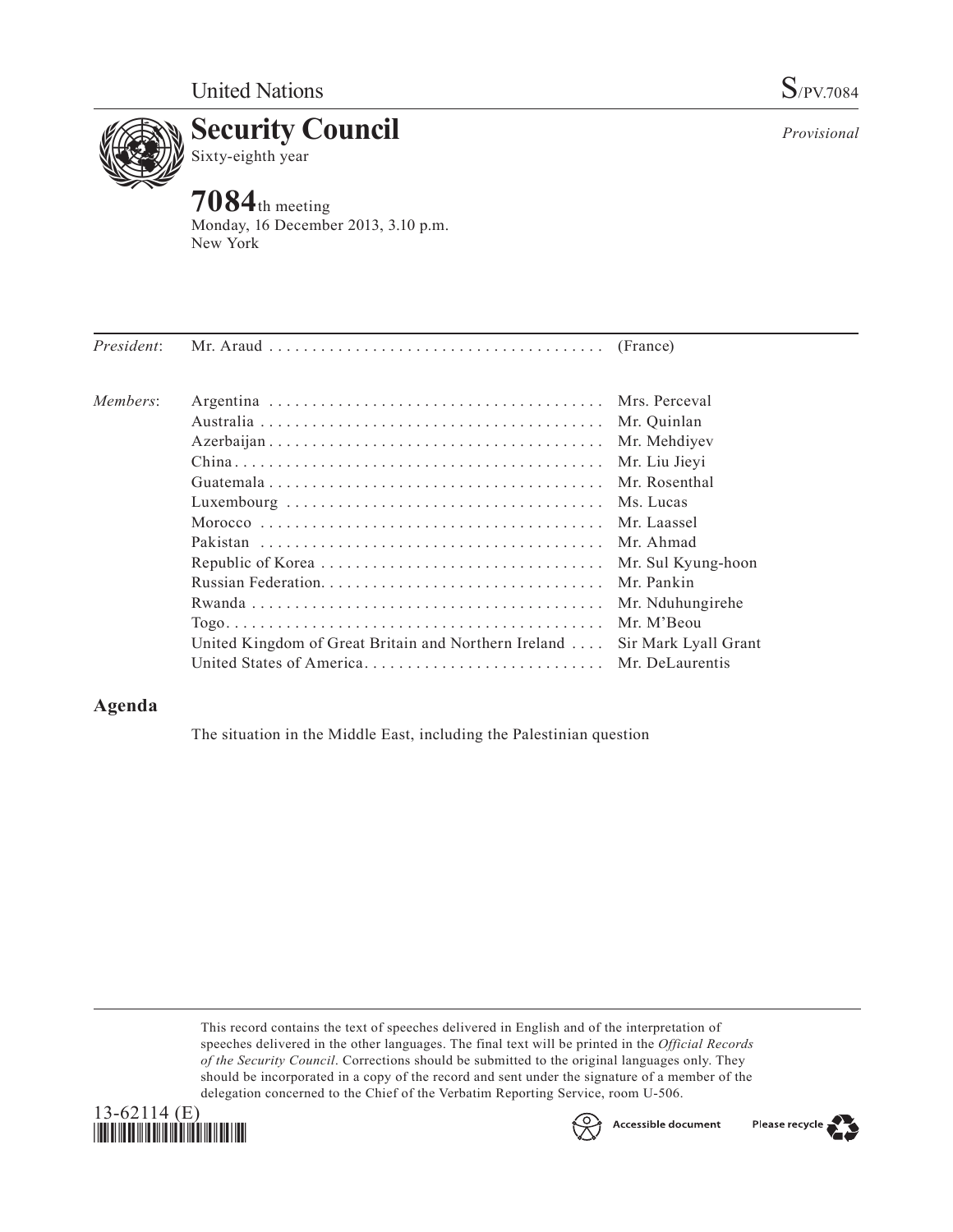United Nations S/PV.7084

# Security Council

Sixty-eighth year

*Provisional*

## 7084th meeting

Monday, 16 December 2013, 3.10 p.m.
New York

| | | |
|---|---|---|
| *President*: | Mr. Araud | (France) |
| *Members*: | Argentina | Mrs. Perceval |
| | Australia | Mr. Quinlan |
| | Azerbaijan | Mr. Mehdiyev |
| | China | Mr. Liu Jieyi |
| | Guatemala | Mr. Rosenthal |
| | Luxembourg | Ms. Lucas |
| | Morocco | Mr. Laassel |
| | Pakistan | Mr. Ahmad |
| | Republic of Korea | Mr. Sul Kyung-hoon |
| | Russian Federation | Mr. Pankin |
| | Rwanda | Mr. Nduhungirehe |
| | Togo | Mr. M'Beou |
| | United Kingdom of Great Britain and Northern Ireland | Sir Mark Lyall Grant |
| | United States of America | Mr. DeLaurentis |

## Agenda

The situation in the Middle East, including the Palestinian question

This record contains the text of speeches delivered in English and of the interpretation of speeches delivered in the other languages. The final text will be printed in the *Official Records of the Security Council*. Corrections should be submitted to the original languages only. They should be incorporated in a copy of the record and sent under the signature of a member of the delegation concerned to the Chief of the Verbatim Reporting Service, room U-506.

13-62114 (E)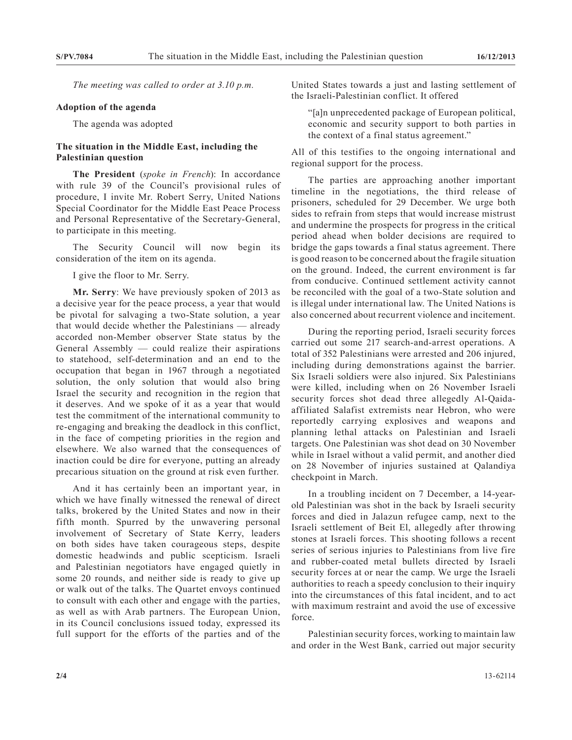*The meeting was called to order at 3.10 p.m.*

## Adoption of the agenda

The agenda was adopted

## The situation in the Middle East, including the Palestinian question

**The President** (*spoke in French*): In accordance with rule 39 of the Council's provisional rules of procedure, I invite Mr. Robert Serry, United Nations Special Coordinator for the Middle East Peace Process and Personal Representative of the Secretary-General, to participate in this meeting.

The Security Council will now begin its consideration of the item on its agenda.

I give the floor to Mr. Serry.

**Mr. Serry**: We have previously spoken of 2013 as a decisive year for the peace process, a year that would be pivotal for salvaging a two-State solution, a year that would decide whether the Palestinians — already accorded non-Member observer State status by the General Assembly — could realize their aspirations to statehood, self-determination and an end to the occupation that began in 1967 through a negotiated solution, the only solution that would also bring Israel the security and recognition in the region that it deserves. And we spoke of it as a year that would test the commitment of the international community to re-engaging and breaking the deadlock in this conflict, in the face of competing priorities in the region and elsewhere. We also warned that the consequences of inaction could be dire for everyone, putting an already precarious situation on the ground at risk even further.

And it has certainly been an important year, in which we have finally witnessed the renewal of direct talks, brokered by the United States and now in their fifth month. Spurred by the unwavering personal involvement of Secretary of State Kerry, leaders on both sides have taken courageous steps, despite domestic headwinds and public scepticism. Israeli and Palestinian negotiators have engaged quietly in some 20 rounds, and neither side is ready to give up or walk out of the talks. The Quartet envoys continued to consult with each other and engage with the parties, as well as with Arab partners. The European Union, in its Council conclusions issued today, expressed its full support for the efforts of the parties and of the United States towards a just and lasting settlement of the Israeli-Palestinian conflict. It offered

> "[a]n unprecedented package of European political, economic and security support to both parties in the context of a final status agreement."

All of this testifies to the ongoing international and regional support for the process.

The parties are approaching another important timeline in the negotiations, the third release of prisoners, scheduled for 29 December. We urge both sides to refrain from steps that would increase mistrust and undermine the prospects for progress in the critical period ahead when bolder decisions are required to bridge the gaps towards a final status agreement. There is good reason to be concerned about the fragile situation on the ground. Indeed, the current environment is far from conducive. Continued settlement activity cannot be reconciled with the goal of a two-State solution and is illegal under international law. The United Nations is also concerned about recurrent violence and incitement.

During the reporting period, Israeli security forces carried out some 217 search-and-arrest operations. A total of 352 Palestinians were arrested and 206 injured, including during demonstrations against the barrier. Six Israeli soldiers were also injured. Six Palestinians were killed, including when on 26 November Israeli security forces shot dead three allegedly Al-Qaida-affiliated Salafist extremists near Hebron, who were reportedly carrying explosives and weapons and planning lethal attacks on Palestinian and Israeli targets. One Palestinian was shot dead on 30 November while in Israel without a valid permit, and another died on 28 November of injuries sustained at Qalandiya checkpoint in March.

In a troubling incident on 7 December, a 14-year-old Palestinian was shot in the back by Israeli security forces and died in Jalazun refugee camp, next to the Israeli settlement of Beit El, allegedly after throwing stones at Israeli forces. This shooting follows a recent series of serious injuries to Palestinians from live fire and rubber-coated metal bullets directed by Israeli security forces at or near the camp. We urge the Israeli authorities to reach a speedy conclusion to their inquiry into the circumstances of this fatal incident, and to act with maximum restraint and avoid the use of excessive force.

Palestinian security forces, working to maintain law and order in the West Bank, carried out major security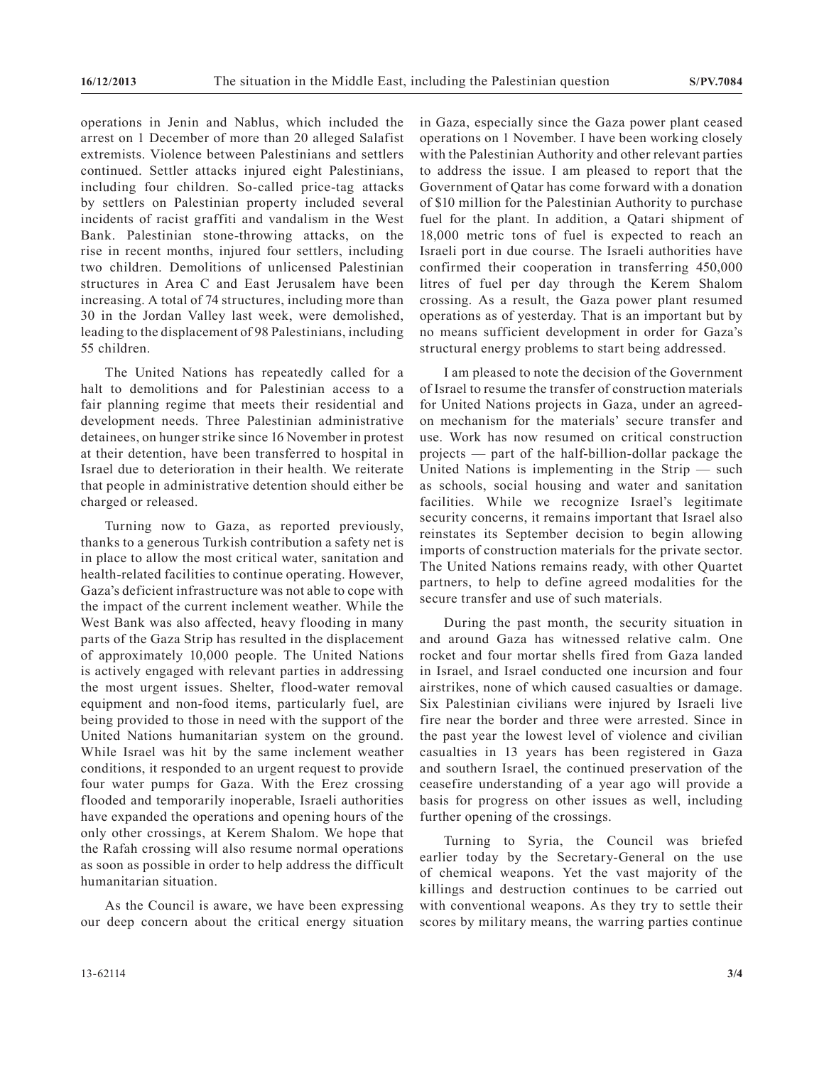operations in Jenin and Nablus, which included the arrest on 1 December of more than 20 alleged Salafist extremists. Violence between Palestinians and settlers continued. Settler attacks injured eight Palestinians, including four children. So-called price-tag attacks by settlers on Palestinian property included several incidents of racist graffiti and vandalism in the West Bank. Palestinian stone-throwing attacks, on the rise in recent months, injured four settlers, including two children. Demolitions of unlicensed Palestinian structures in Area C and East Jerusalem have been increasing. A total of 74 structures, including more than 30 in the Jordan Valley last week, were demolished, leading to the displacement of 98 Palestinians, including 55 children.

The United Nations has repeatedly called for a halt to demolitions and for Palestinian access to a fair planning regime that meets their residential and development needs. Three Palestinian administrative detainees, on hunger strike since 16 November in protest at their detention, have been transferred to hospital in Israel due to deterioration in their health. We reiterate that people in administrative detention should either be charged or released.

Turning now to Gaza, as reported previously, thanks to a generous Turkish contribution a safety net is in place to allow the most critical water, sanitation and health-related facilities to continue operating. However, Gaza's deficient infrastructure was not able to cope with the impact of the current inclement weather. While the West Bank was also affected, heavy flooding in many parts of the Gaza Strip has resulted in the displacement of approximately 10,000 people. The United Nations is actively engaged with relevant parties in addressing the most urgent issues. Shelter, flood-water removal equipment and non-food items, particularly fuel, are being provided to those in need with the support of the United Nations humanitarian system on the ground. While Israel was hit by the same inclement weather conditions, it responded to an urgent request to provide four water pumps for Gaza. With the Erez crossing flooded and temporarily inoperable, Israeli authorities have expanded the operations and opening hours of the only other crossings, at Kerem Shalom. We hope that the Rafah crossing will also resume normal operations as soon as possible in order to help address the difficult humanitarian situation.

As the Council is aware, we have been expressing our deep concern about the critical energy situation in Gaza, especially since the Gaza power plant ceased operations on 1 November. I have been working closely with the Palestinian Authority and other relevant parties to address the issue. I am pleased to report that the Government of Qatar has come forward with a donation of $10 million for the Palestinian Authority to purchase fuel for the plant. In addition, a Qatari shipment of 18,000 metric tons of fuel is expected to reach an Israeli port in due course. The Israeli authorities have confirmed their cooperation in transferring 450,000 litres of fuel per day through the Kerem Shalom crossing. As a result, the Gaza power plant resumed operations as of yesterday. That is an important but by no means sufficient development in order for Gaza's structural energy problems to start being addressed.

I am pleased to note the decision of the Government of Israel to resume the transfer of construction materials for United Nations projects in Gaza, under an agreed-on mechanism for the materials' secure transfer and use. Work has now resumed on critical construction projects — part of the half-billion-dollar package the United Nations is implementing in the Strip — such as schools, social housing and water and sanitation facilities. While we recognize Israel's legitimate security concerns, it remains important that Israel also reinstates its September decision to begin allowing imports of construction materials for the private sector. The United Nations remains ready, with other Quartet partners, to help to define agreed modalities for the secure transfer and use of such materials.

During the past month, the security situation in and around Gaza has witnessed relative calm. One rocket and four mortar shells fired from Gaza landed in Israel, and Israel conducted one incursion and four airstrikes, none of which caused casualties or damage. Six Palestinian civilians were injured by Israeli live fire near the border and three were arrested. Since in the past year the lowest level of violence and civilian casualties in 13 years has been registered in Gaza and southern Israel, the continued preservation of the ceasefire understanding of a year ago will provide a basis for progress on other issues as well, including further opening of the crossings.

Turning to Syria, the Council was briefed earlier today by the Secretary-General on the use of chemical weapons. Yet the vast majority of the killings and destruction continues to be carried out with conventional weapons. As they try to settle their scores by military means, the warring parties continue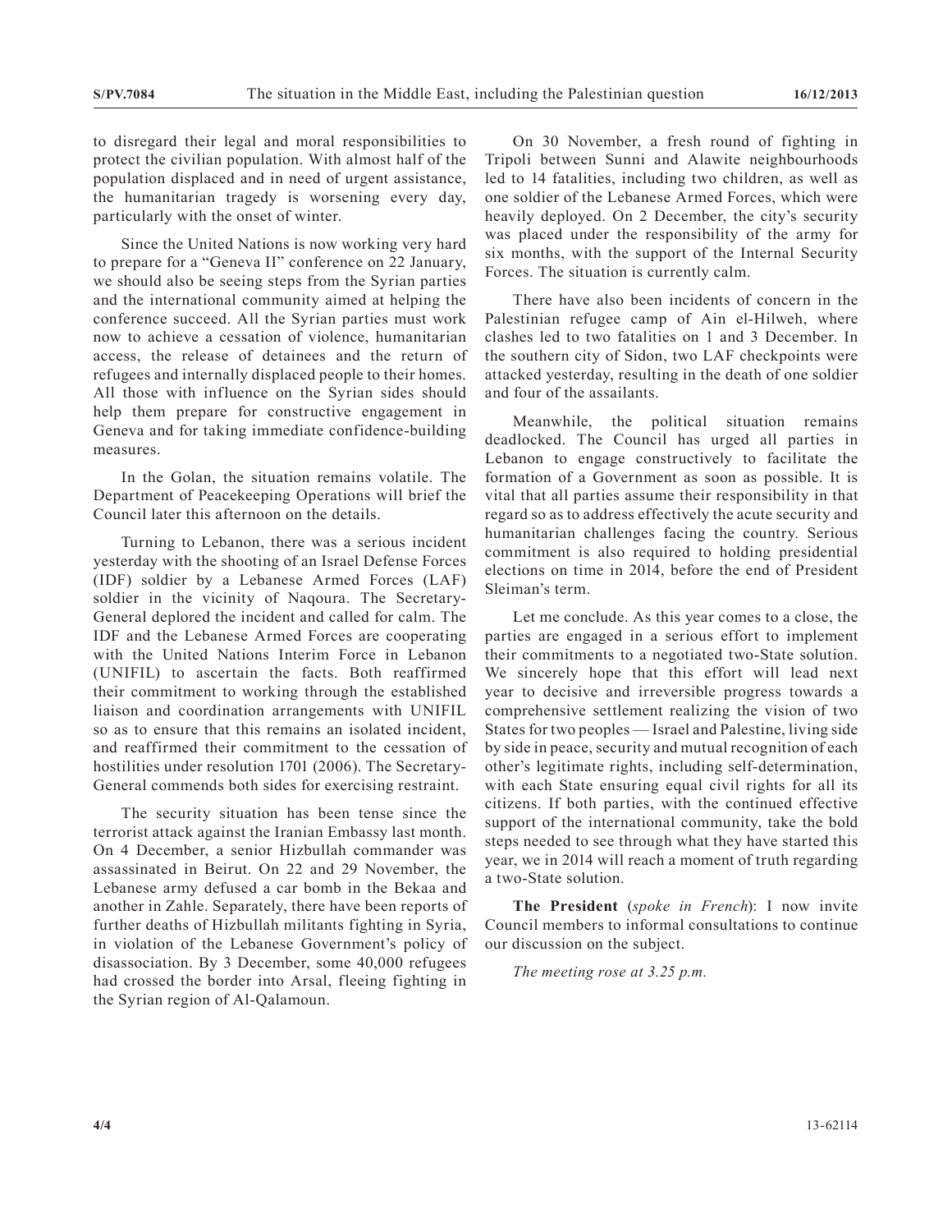to disregard their legal and moral responsibilities to protect the civilian population. With almost half of the population displaced and in need of urgent assistance, the humanitarian tragedy is worsening every day, particularly with the onset of winter.

Since the United Nations is now working very hard to prepare for a "Geneva II" conference on 22 January, we should also be seeing steps from the Syrian parties and the international community aimed at helping the conference succeed. All the Syrian parties must work now to achieve a cessation of violence, humanitarian access, the release of detainees and the return of refugees and internally displaced people to their homes. All those with influence on the Syrian sides should help them prepare for constructive engagement in Geneva and for taking immediate confidence-building measures.

In the Golan, the situation remains volatile. The Department of Peacekeeping Operations will brief the Council later this afternoon on the details.

Turning to Lebanon, there was a serious incident yesterday with the shooting of an Israel Defense Forces (IDF) soldier by a Lebanese Armed Forces (LAF) soldier in the vicinity of Naqoura. The Secretary-General deplored the incident and called for calm. The IDF and the Lebanese Armed Forces are cooperating with the United Nations Interim Force in Lebanon (UNIFIL) to ascertain the facts. Both reaffirmed their commitment to working through the established liaison and coordination arrangements with UNIFIL so as to ensure that this remains an isolated incident, and reaffirmed their commitment to the cessation of hostilities under resolution 1701 (2006). The Secretary-General commends both sides for exercising restraint.

The security situation has been tense since the terrorist attack against the Iranian Embassy last month. On 4 December, a senior Hizbullah commander was assassinated in Beirut. On 22 and 29 November, the Lebanese army defused a car bomb in the Bekaa and another in Zahle. Separately, there have been reports of further deaths of Hizbullah militants fighting in Syria, in violation of the Lebanese Government's policy of disassociation. By 3 December, some 40,000 refugees had crossed the border into Arsal, fleeing fighting in the Syrian region of Al-Qalamoun.

On 30 November, a fresh round of fighting in Tripoli between Sunni and Alawite neighbourhoods led to 14 fatalities, including two children, as well as one soldier of the Lebanese Armed Forces, which were heavily deployed. On 2 December, the city's security was placed under the responsibility of the army for six months, with the support of the Internal Security Forces. The situation is currently calm.

There have also been incidents of concern in the Palestinian refugee camp of Ain el-Hilweh, where clashes led to two fatalities on 1 and 3 December. In the southern city of Sidon, two LAF checkpoints were attacked yesterday, resulting in the death of one soldier and four of the assailants.

Meanwhile, the political situation remains deadlocked. The Council has urged all parties in Lebanon to engage constructively to facilitate the formation of a Government as soon as possible. It is vital that all parties assume their responsibility in that regard so as to address effectively the acute security and humanitarian challenges facing the country. Serious commitment is also required to holding presidential elections on time in 2014, before the end of President Sleiman's term.

Let me conclude. As this year comes to a close, the parties are engaged in a serious effort to implement their commitments to a negotiated two-State solution. We sincerely hope that this effort will lead next year to decisive and irreversible progress towards a comprehensive settlement realizing the vision of two States for two peoples — Israel and Palestine, living side by side in peace, security and mutual recognition of each other's legitimate rights, including self-determination, with each State ensuring equal civil rights for all its citizens. If both parties, with the continued effective support of the international community, take the bold steps needed to see through what they have started this year, we in 2014 will reach a moment of truth regarding a two-State solution.

**The President** (*spoke in French*): I now invite Council members to informal consultations to continue our discussion on the subject.

*The meeting rose at 3.25 p.m.*